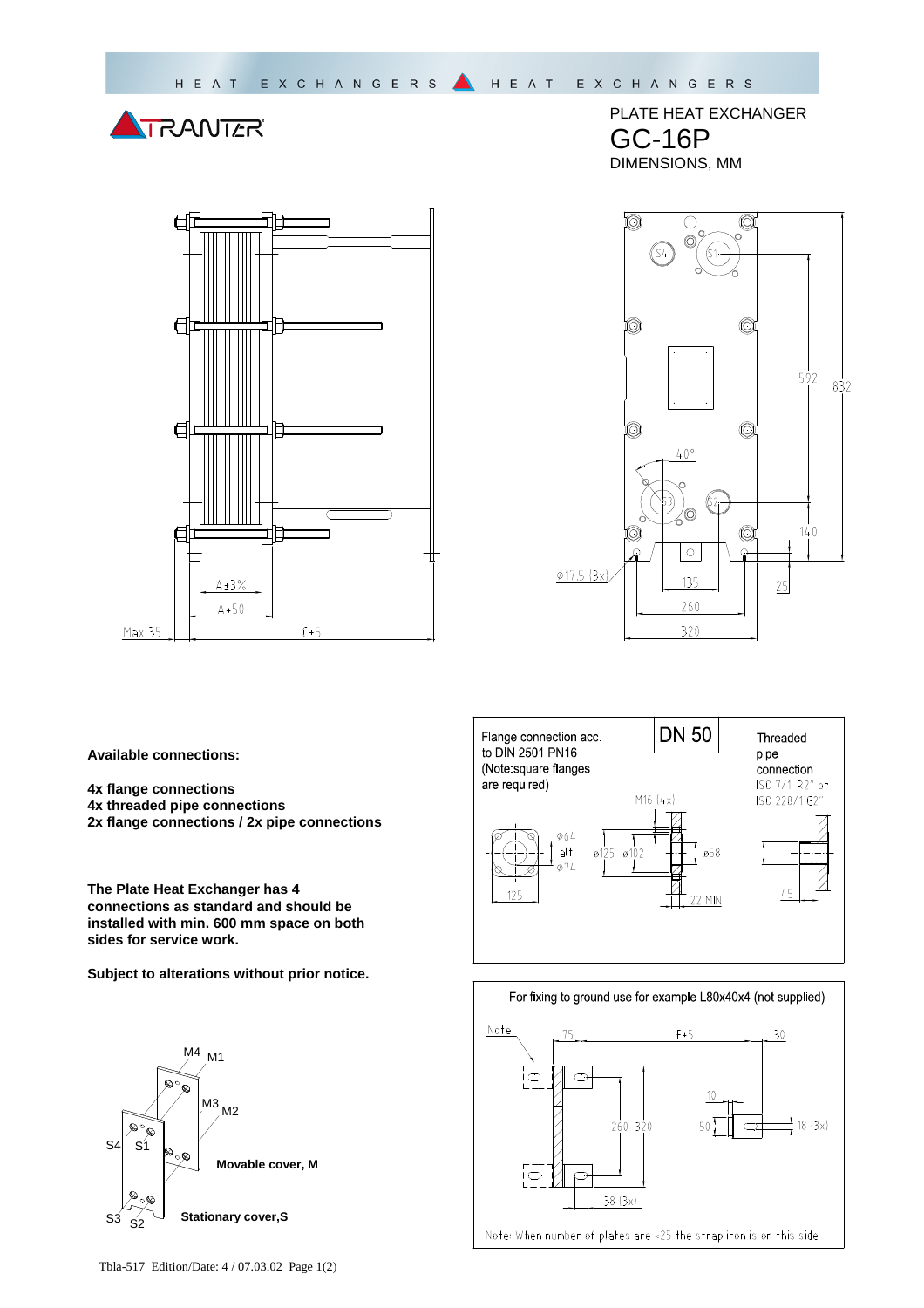HEAT EXCHANGERS HEAT EXCHANGERS

TRANTER

PLATE HEAT EXCHANGER

# GC-16P

DIMENSIONS, MM

A±3%

A+50

Max 35

C±5

Ø17.5 (3x)

40°

592

832

140

25

135

260

320

**Available connections:**

**4x flange connections**
**4x threaded pipe connections**
**2x flange connections / 2x pipe connections**

**The Plate Heat Exchanger has 4 connections as standard and should be installed with min. 600 mm space on both sides for service work.**

**Subject to alterations without prior notice.**

Flange connection acc. to DIN 2501 PN16 (Note:square flanges are required)

DN 50

Threaded pipe connection ISO 7/1-R2" or ISO 228/1 G2"

M16 (4x)

Ø64 alt Ø74

Ø125 Ø102

Ø58

125

22 MIN

45

For fixing to ground use for example L80x40x4 (not supplied)

Note

75

F±5

30

10

260 320

50

18 (3x)

38 (3x)

Note: When number of plates are <25 the strap iron is on this side

M4 M1

M3 M2

S4 S1

S3 S2

**Movable cover, M**

**Stationary cover,S**

Tbla-517 Edition/Date: 4 / 07.03.02 Page 1(2)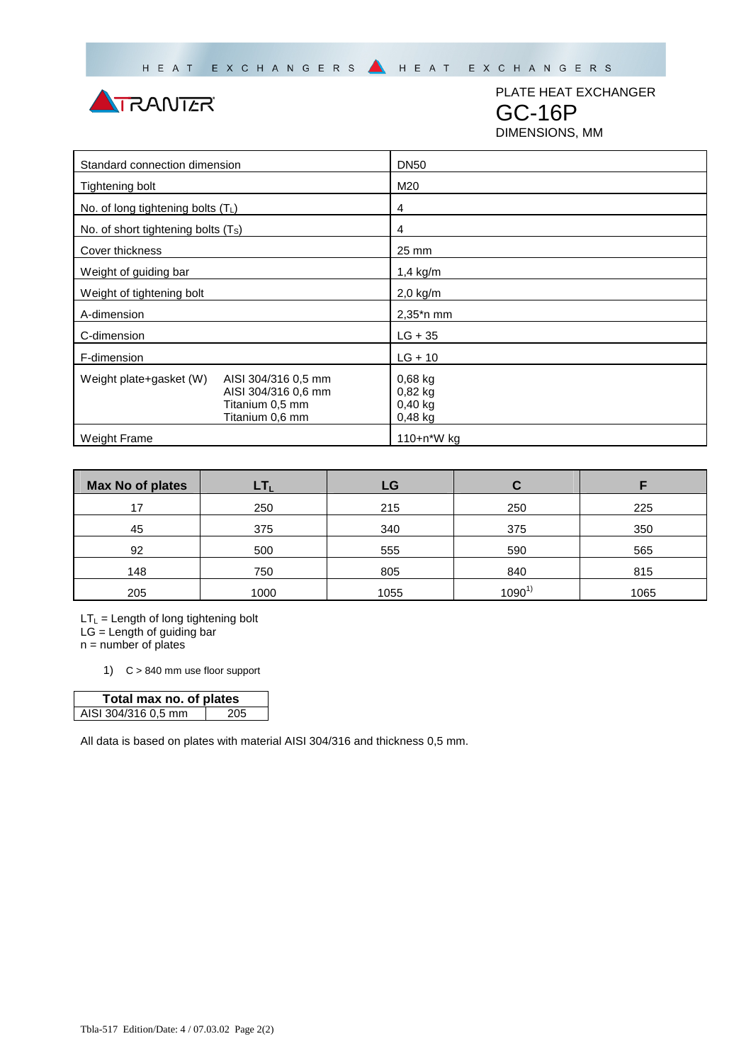# PLATE HEAT EXCHANGER

## GC-16P

DIMENSIONS, MM

| | | |
|---|---|---|
| Standard connection dimension | | DN50 |
| Tightening bolt | | M20 |
| No. of long tightening bolts ($T_L$) | | 4 |
| No. of short tightening bolts ($T_S$) | | 4 |
| Cover thickness | | 25 mm |
| Weight of guiding bar | | 1,4 kg/m |
| Weight of tightening bolt | | 2,0 kg/m |
| A-dimension | | 2,35*n mm |
| C-dimension | | LG + 35 |
| F-dimension | | LG + 10 |
| Weight plate+gasket (W) | AISI 304/316 0,5 mm<br>AISI 304/316 0,6 mm<br>Titanium 0,5 mm<br>Titanium 0,6 mm | 0,68 kg<br>0,82 kg<br>0,40 kg<br>0,48 kg |
| Weight Frame | | 110+n*W kg |

| Max No of plates | $LT_L$ | LG | C | F |
|---|---|---|---|---|
| 17 | 250 | 215 | 250 | 225 |
| 45 | 375 | 340 | 375 | 350 |
| 92 | 500 | 555 | 590 | 565 |
| 148 | 750 | 805 | 840 | 815 |
| 205 | 1000 | 1055 | 1090[1)] | 1065 |

$LT_L$ = Length of long tightening bolt
LG = Length of guiding bar
n = number of plates

1) C > 840 mm use floor support

| Total max no. of plates | |
|---|---|
| AISI 304/316 0,5 mm | 205 |

All data is based on plates with material AISI 304/316 and thickness 0,5 mm.

Tbla-517 Edition/Date: 4 / 07.03.02